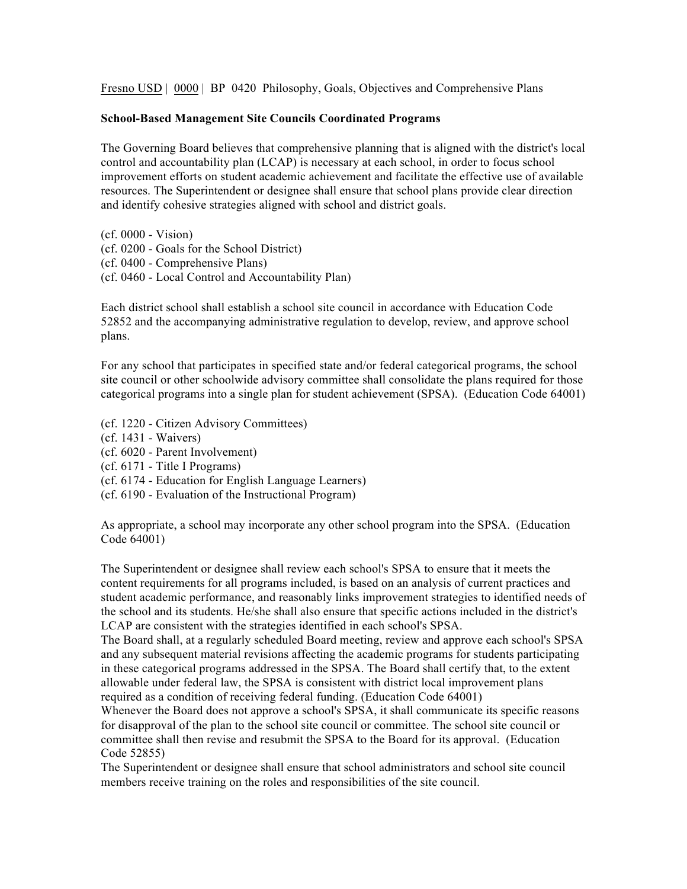Fresno USD | 0000 | BP 0420 Philosophy, Goals, Objectives and Comprehensive Plans

**School-Based Management Site Councils Coordinated Programs**

The Governing Board believes that comprehensive planning that is aligned with the district's local control and accountability plan (LCAP) is necessary at each school, in order to focus school improvement efforts on student academic achievement and facilitate the effective use of available resources. The Superintendent or designee shall ensure that school plans provide clear direction and identify cohesive strategies aligned with school and district goals.

(cf. 0000 - Vision)
(cf. 0200 - Goals for the School District)
(cf. 0400 - Comprehensive Plans)
(cf. 0460 - Local Control and Accountability Plan)

Each district school shall establish a school site council in accordance with Education Code 52852 and the accompanying administrative regulation to develop, review, and approve school plans.

For any school that participates in specified state and/or federal categorical programs, the school site council or other schoolwide advisory committee shall consolidate the plans required for those categorical programs into a single plan for student achievement (SPSA). (Education Code 64001)

(cf. 1220 - Citizen Advisory Committees)
(cf. 1431 - Waivers)
(cf. 6020 - Parent Involvement)
(cf. 6171 - Title I Programs)
(cf. 6174 - Education for English Language Learners)
(cf. 6190 - Evaluation of the Instructional Program)

As appropriate, a school may incorporate any other school program into the SPSA. (Education Code 64001)

The Superintendent or designee shall review each school's SPSA to ensure that it meets the content requirements for all programs included, is based on an analysis of current practices and student academic performance, and reasonably links improvement strategies to identified needs of the school and its students. He/she shall also ensure that specific actions included in the district's LCAP are consistent with the strategies identified in each school's SPSA.

The Board shall, at a regularly scheduled Board meeting, review and approve each school's SPSA and any subsequent material revisions affecting the academic programs for students participating in these categorical programs addressed in the SPSA. The Board shall certify that, to the extent allowable under federal law, the SPSA is consistent with district local improvement plans required as a condition of receiving federal funding. (Education Code 64001)

Whenever the Board does not approve a school's SPSA, it shall communicate its specific reasons for disapproval of the plan to the school site council or committee. The school site council or committee shall then revise and resubmit the SPSA to the Board for its approval. (Education Code 52855)

The Superintendent or designee shall ensure that school administrators and school site council members receive training on the roles and responsibilities of the site council.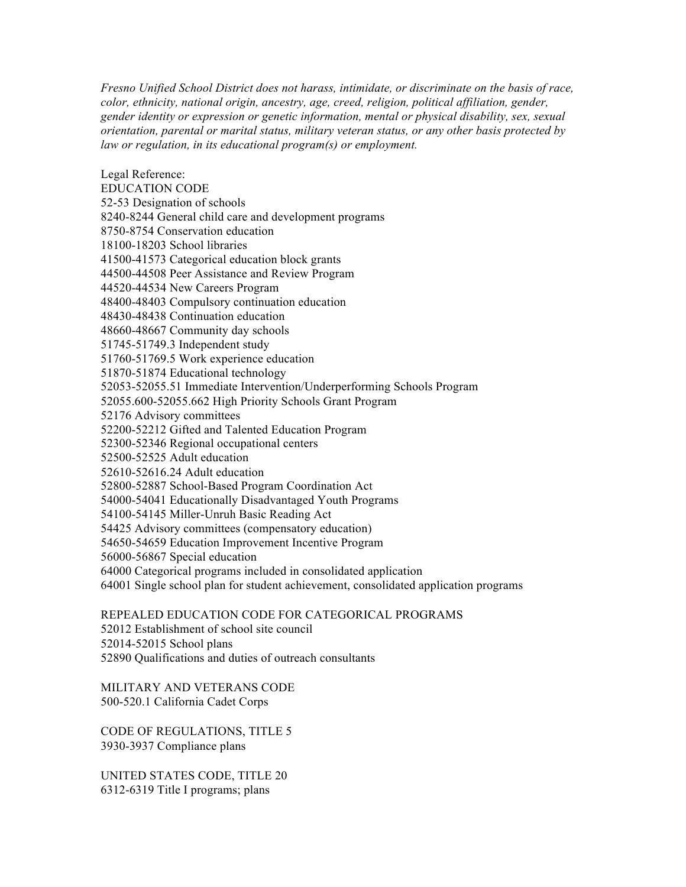*Fresno Unified School District does not harass, intimidate, or discriminate on the basis of race, color, ethnicity, national origin, ancestry, age, creed, religion, political affiliation, gender, gender identity or expression or genetic information, mental or physical disability, sex, sexual orientation, parental or marital status, military veteran status, or any other basis protected by law or regulation, in its educational program(s) or employment.*

Legal Reference:
EDUCATION CODE
52-53 Designation of schools
8240-8244 General child care and development programs
8750-8754 Conservation education
18100-18203 School libraries
41500-41573 Categorical education block grants
44500-44508 Peer Assistance and Review Program
44520-44534 New Careers Program
48400-48403 Compulsory continuation education
48430-48438 Continuation education
48660-48667 Community day schools
51745-51749.3 Independent study
51760-51769.5 Work experience education
51870-51874 Educational technology
52053-52055.51 Immediate Intervention/Underperforming Schools Program
52055.600-52055.662 High Priority Schools Grant Program
52176 Advisory committees
52200-52212 Gifted and Talented Education Program
52300-52346 Regional occupational centers
52500-52525 Adult education
52610-52616.24 Adult education
52800-52887 School-Based Program Coordination Act
54000-54041 Educationally Disadvantaged Youth Programs
54100-54145 Miller-Unruh Basic Reading Act
54425 Advisory committees (compensatory education)
54650-54659 Education Improvement Incentive Program
56000-56867 Special education
64000 Categorical programs included in consolidated application
64001 Single school plan for student achievement, consolidated application programs

REPEALED EDUCATION CODE FOR CATEGORICAL PROGRAMS
52012 Establishment of school site council
52014-52015 School plans
52890 Qualifications and duties of outreach consultants

MILITARY AND VETERANS CODE
500-520.1 California Cadet Corps

CODE OF REGULATIONS, TITLE 5
3930-3937 Compliance plans

UNITED STATES CODE, TITLE 20
6312-6319 Title I programs; plans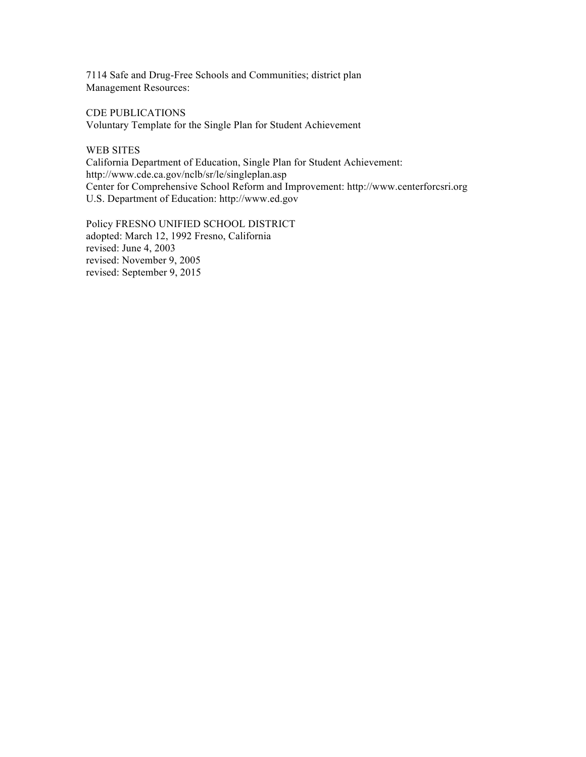7114 Safe and Drug-Free Schools and Communities; district plan
Management Resources:

CDE PUBLICATIONS
Voluntary Template for the Single Plan for Student Achievement

WEB SITES
California Department of Education, Single Plan for Student Achievement:
http://www.cde.ca.gov/nclb/sr/le/singleplan.asp
Center for Comprehensive School Reform and Improvement: http://www.centerforcsri.org
U.S. Department of Education: http://www.ed.gov

Policy FRESNO UNIFIED SCHOOL DISTRICT
adopted: March 12, 1992 Fresno, California
revised: June 4, 2003
revised: November 9, 2005
revised: September 9, 2015